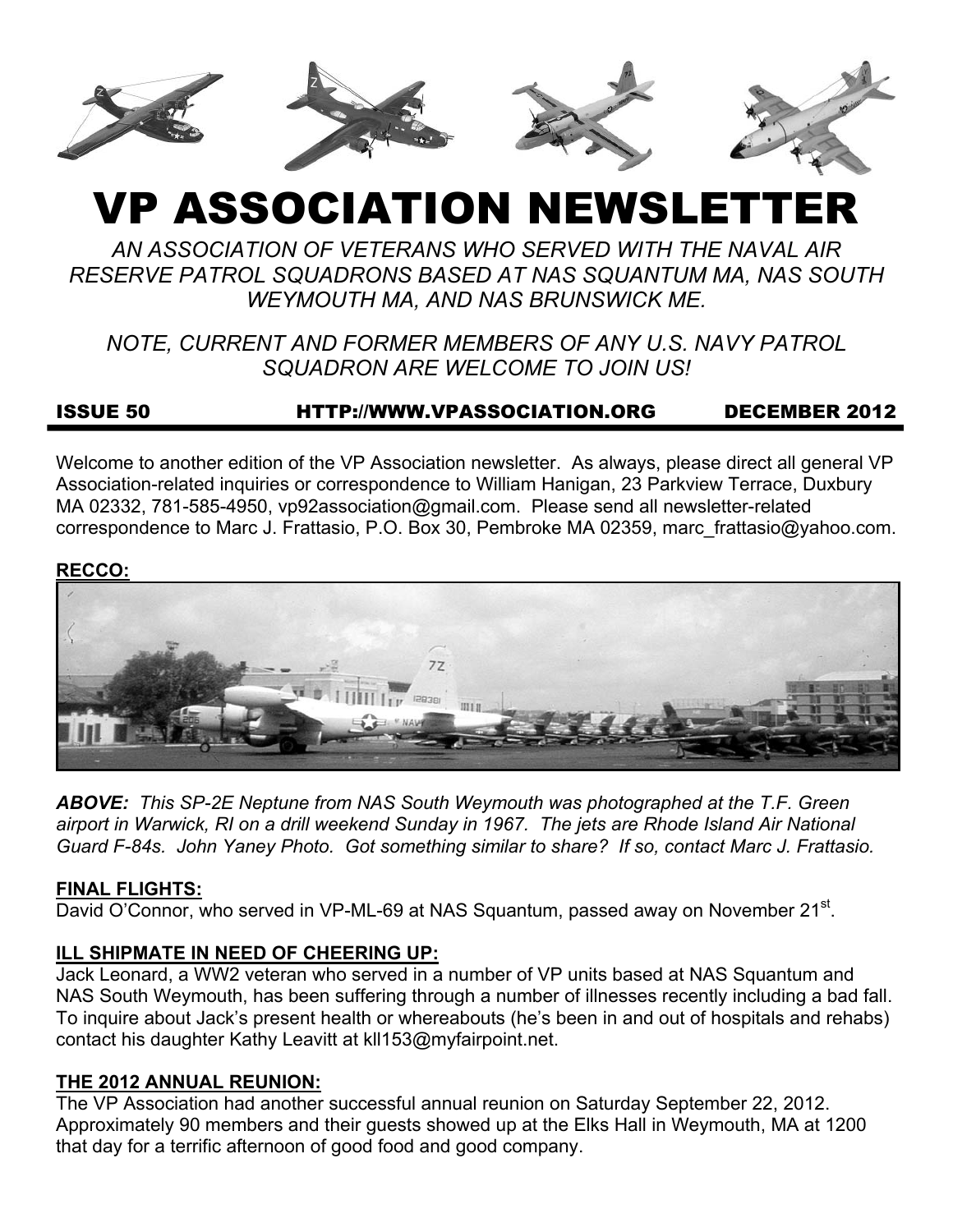# VP ASSOCIATION NEWSLETTER

*AN ASSOCIATION OF VETERANS WHO SERVED WITH THE NAVAL AIR RESERVE PATROL SQUADRONS BASED AT NAS SQUANTUM MA, NAS SOUTH WEYMOUTH MA, AND NAS BRUNSWICK ME.*

*NOTE, CURRENT AND FORMER MEMBERS OF ANY U.S. NAVY PATROL SQUADRON ARE WELCOME TO JOIN US!*

**ISSUE 50** **HTTP://WWW.VPASSOCIATION.ORG** **DECEMBER 2012**

Welcome to another edition of the VP Association newsletter. As always, please direct all general VP Association-related inquiries or correspondence to William Hanigan, 23 Parkview Terrace, Duxbury MA 02332, 781-585-4950, vp92association@gmail.com. Please send all newsletter-related correspondence to Marc J. Frattasio, P.O. Box 30, Pembroke MA 02359, marc_frattasio@yahoo.com.

**RECCO:**

***ABOVE:*** *This SP-2E Neptune from NAS South Weymouth was photographed at the T.F. Green airport in Warwick, RI on a drill weekend Sunday in 1967. The jets are Rhode Island Air National Guard F-84s. John Yaney Photo. Got something similar to share? If so, contact Marc J. Frattasio.*

**FINAL FLIGHTS:**

David O'Connor, who served in VP-ML-69 at NAS Squantum, passed away on November 21st.

**ILL SHIPMATE IN NEED OF CHEERING UP:**

Jack Leonard, a WW2 veteran who served in a number of VP units based at NAS Squantum and NAS South Weymouth, has been suffering through a number of illnesses recently including a bad fall. To inquire about Jack's present health or whereabouts (he's been in and out of hospitals and rehabs) contact his daughter Kathy Leavitt at kll153@myfairpoint.net.

**THE 2012 ANNUAL REUNION:**

The VP Association had another successful annual reunion on Saturday September 22, 2012. Approximately 90 members and their guests showed up at the Elks Hall in Weymouth, MA at 1200 that day for a terrific afternoon of good food and good company.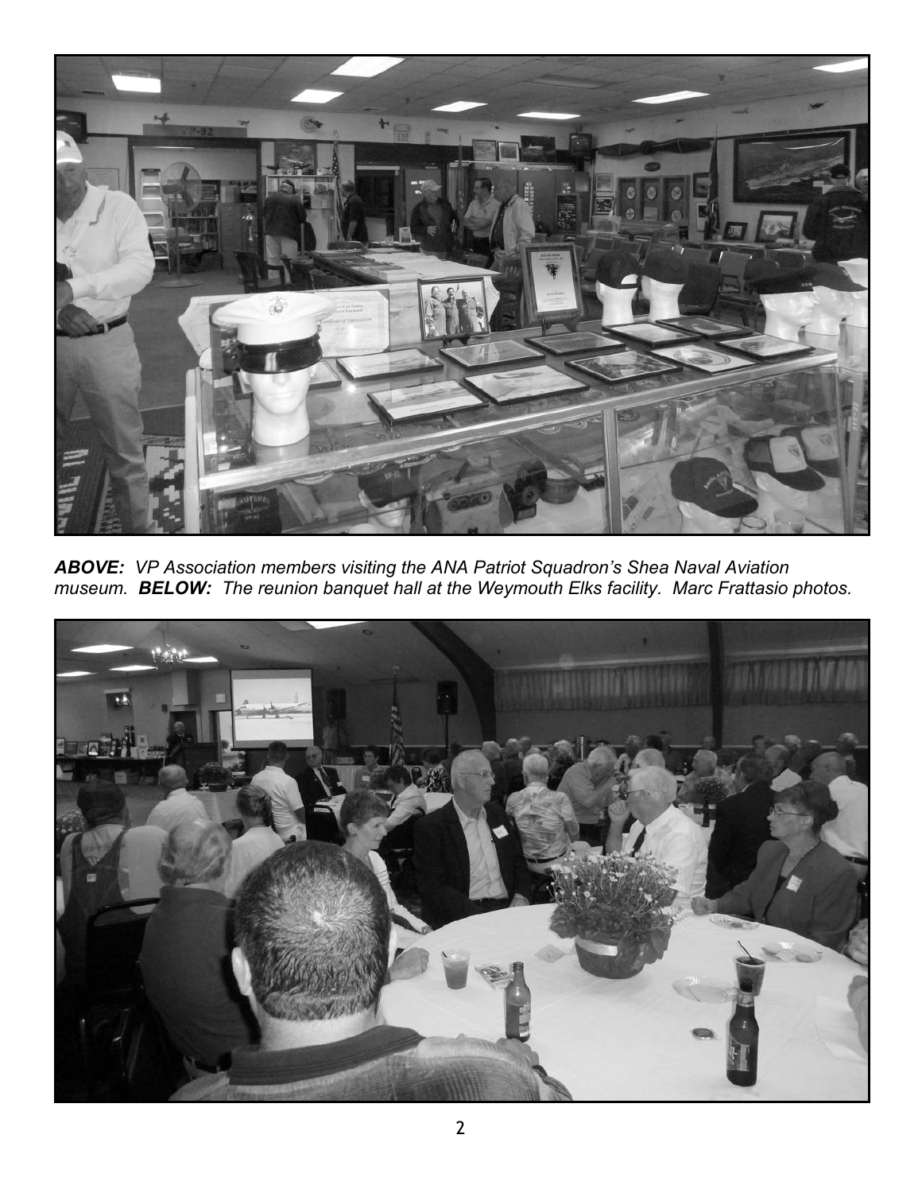***ABOVE:*** *VP Association members visiting the ANA Patriot Squadron's Shea Naval Aviation museum.* ***BELOW:*** *The reunion banquet hall at the Weymouth Elks facility. Marc Frattasio photos.*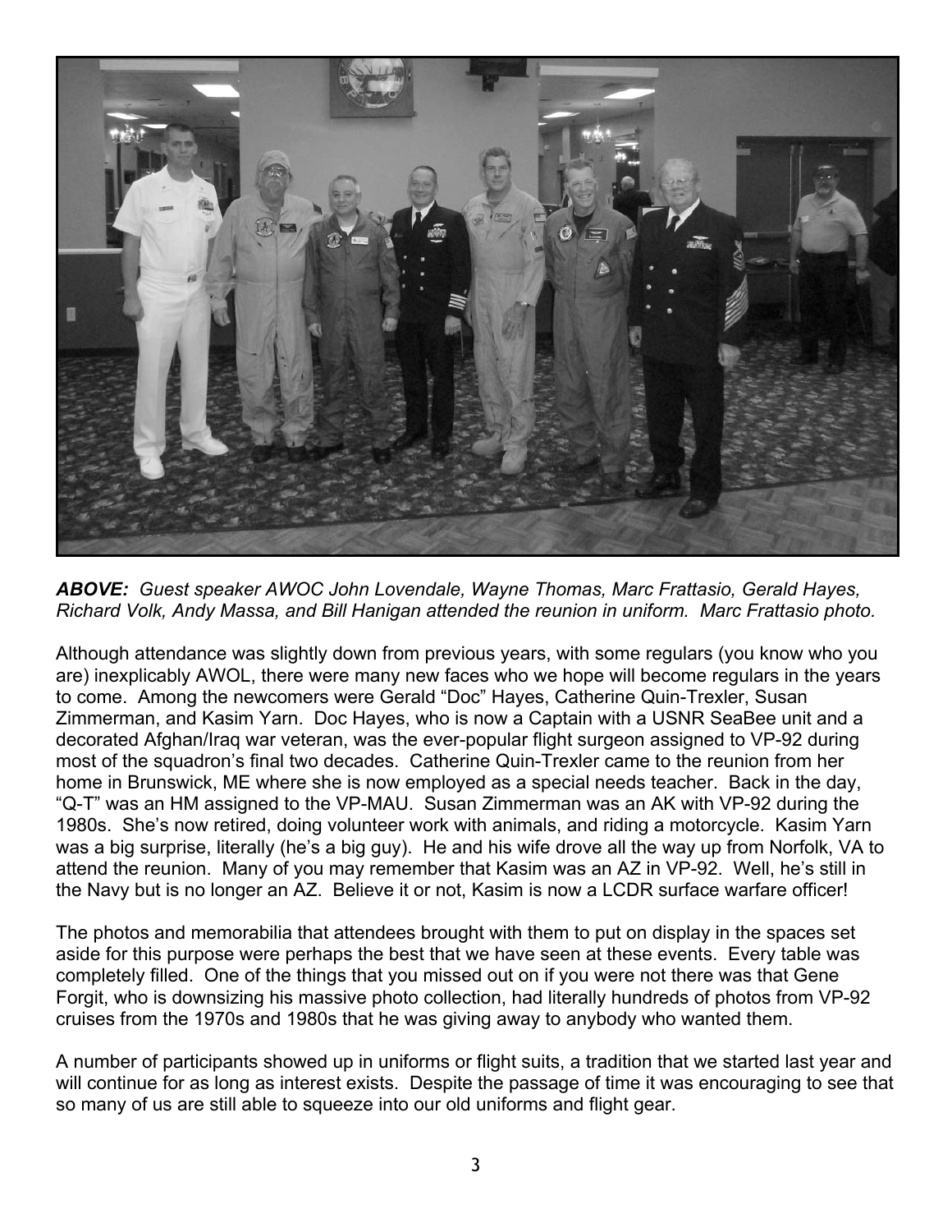***ABOVE:*** *Guest speaker AWOC John Lovendale, Wayne Thomas, Marc Frattasio, Gerald Hayes, Richard Volk, Andy Massa, and Bill Hanigan attended the reunion in uniform. Marc Frattasio photo.*

Although attendance was slightly down from previous years, with some regulars (you know who you are) inexplicably AWOL, there were many new faces who we hope will become regulars in the years to come. Among the newcomers were Gerald "Doc" Hayes, Catherine Quin-Trexler, Susan Zimmerman, and Kasim Yarn. Doc Hayes, who is now a Captain with a USNR SeaBee unit and a decorated Afghan/Iraq war veteran, was the ever-popular flight surgeon assigned to VP-92 during most of the squadron's final two decades. Catherine Quin-Trexler came to the reunion from her home in Brunswick, ME where she is now employed as a special needs teacher. Back in the day, "Q-T" was an HM assigned to the VP-MAU. Susan Zimmerman was an AK with VP-92 during the 1980s. She's now retired, doing volunteer work with animals, and riding a motorcycle. Kasim Yarn was a big surprise, literally (he's a big guy). He and his wife drove all the way up from Norfolk, VA to attend the reunion. Many of you may remember that Kasim was an AZ in VP-92. Well, he's still in the Navy but is no longer an AZ. Believe it or not, Kasim is now a LCDR surface warfare officer!

The photos and memorabilia that attendees brought with them to put on display in the spaces set aside for this purpose were perhaps the best that we have seen at these events. Every table was completely filled. One of the things that you missed out on if you were not there was that Gene Forgit, who is downsizing his massive photo collection, had literally hundreds of photos from VP-92 cruises from the 1970s and 1980s that he was giving away to anybody who wanted them.

A number of participants showed up in uniforms or flight suits, a tradition that we started last year and will continue for as long as interest exists. Despite the passage of time it was encouraging to see that so many of us are still able to squeeze into our old uniforms and flight gear.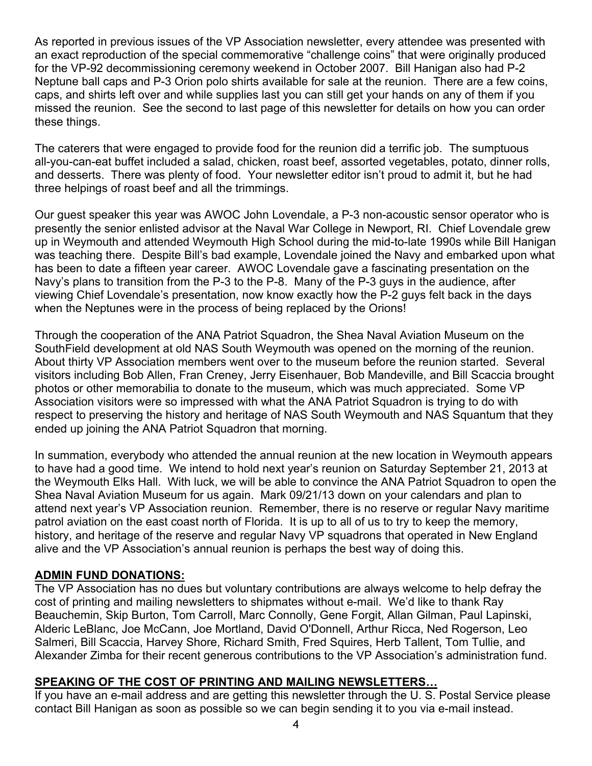As reported in previous issues of the VP Association newsletter, every attendee was presented with an exact reproduction of the special commemorative "challenge coins" that were originally produced for the VP-92 decommissioning ceremony weekend in October 2007. Bill Hanigan also had P-2 Neptune ball caps and P-3 Orion polo shirts available for sale at the reunion. There are a few coins, caps, and shirts left over and while supplies last you can still get your hands on any of them if you missed the reunion. See the second to last page of this newsletter for details on how you can order these things.

The caterers that were engaged to provide food for the reunion did a terrific job. The sumptuous all-you-can-eat buffet included a salad, chicken, roast beef, assorted vegetables, potato, dinner rolls, and desserts. There was plenty of food. Your newsletter editor isn't proud to admit it, but he had three helpings of roast beef and all the trimmings.

Our guest speaker this year was AWOC John Lovendale, a P-3 non-acoustic sensor operator who is presently the senior enlisted advisor at the Naval War College in Newport, RI. Chief Lovendale grew up in Weymouth and attended Weymouth High School during the mid-to-late 1990s while Bill Hanigan was teaching there. Despite Bill's bad example, Lovendale joined the Navy and embarked upon what has been to date a fifteen year career. AWOC Lovendale gave a fascinating presentation on the Navy's plans to transition from the P-3 to the P-8. Many of the P-3 guys in the audience, after viewing Chief Lovendale's presentation, now know exactly how the P-2 guys felt back in the days when the Neptunes were in the process of being replaced by the Orions!

Through the cooperation of the ANA Patriot Squadron, the Shea Naval Aviation Museum on the SouthField development at old NAS South Weymouth was opened on the morning of the reunion. About thirty VP Association members went over to the museum before the reunion started. Several visitors including Bob Allen, Fran Creney, Jerry Eisenhauer, Bob Mandeville, and Bill Scaccia brought photos or other memorabilia to donate to the museum, which was much appreciated. Some VP Association visitors were so impressed with what the ANA Patriot Squadron is trying to do with respect to preserving the history and heritage of NAS South Weymouth and NAS Squantum that they ended up joining the ANA Patriot Squadron that morning.

In summation, everybody who attended the annual reunion at the new location in Weymouth appears to have had a good time. We intend to hold next year's reunion on Saturday September 21, 2013 at the Weymouth Elks Hall. With luck, we will be able to convince the ANA Patriot Squadron to open the Shea Naval Aviation Museum for us again. Mark 09/21/13 down on your calendars and plan to attend next year's VP Association reunion. Remember, there is no reserve or regular Navy maritime patrol aviation on the east coast north of Florida. It is up to all of us to try to keep the memory, history, and heritage of the reserve and regular Navy VP squadrons that operated in New England alive and the VP Association's annual reunion is perhaps the best way of doing this.

## ADMIN FUND DONATIONS:

The VP Association has no dues but voluntary contributions are always welcome to help defray the cost of printing and mailing newsletters to shipmates without e-mail. We'd like to thank Ray Beauchemin, Skip Burton, Tom Carroll, Marc Connolly, Gene Forgit, Allan Gilman, Paul Lapinski, Alderic LeBlanc, Joe McCann, Joe Mortland, David O'Donnell, Arthur Ricca, Ned Rogerson, Leo Salmeri, Bill Scaccia, Harvey Shore, Richard Smith, Fred Squires, Herb Tallent, Tom Tullie, and Alexander Zimba for their recent generous contributions to the VP Association's administration fund.

## SPEAKING OF THE COST OF PRINTING AND MAILING NEWSLETTERS…

If you have an e-mail address and are getting this newsletter through the U. S. Postal Service please contact Bill Hanigan as soon as possible so we can begin sending it to you via e-mail instead.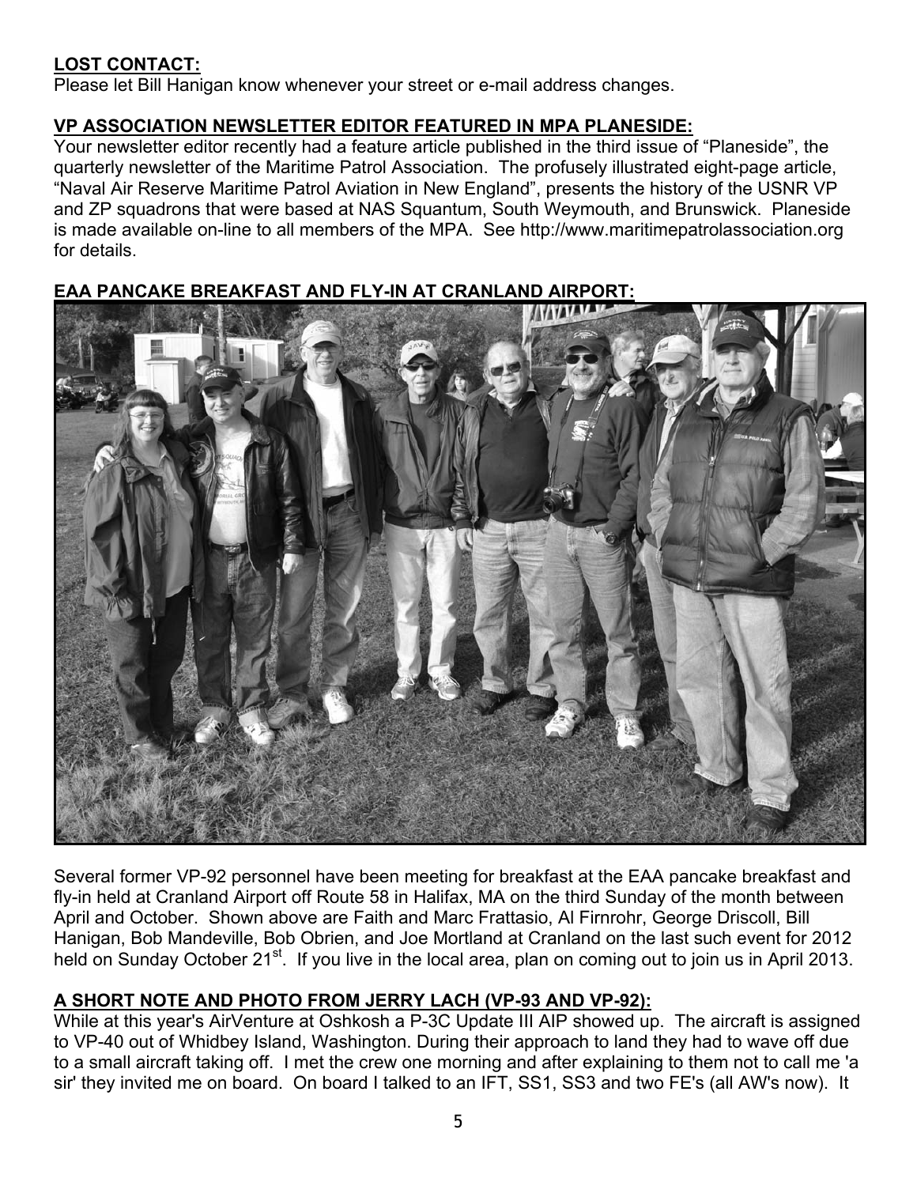**LOST CONTACT:**

Please let Bill Hanigan know whenever your street or e-mail address changes.

**VP ASSOCIATION NEWSLETTER EDITOR FEATURED IN MPA PLANESIDE:**

Your newsletter editor recently had a feature article published in the third issue of "Planeside", the quarterly newsletter of the Maritime Patrol Association. The profusely illustrated eight-page article, "Naval Air Reserve Maritime Patrol Aviation in New England", presents the history of the USNR VP and ZP squadrons that were based at NAS Squantum, South Weymouth, and Brunswick. Planeside is made available on-line to all members of the MPA. See http://www.maritimepatrolassociation.org for details.

**EAA PANCAKE BREAKFAST AND FLY-IN AT CRANLAND AIRPORT:**

Several former VP-92 personnel have been meeting for breakfast at the EAA pancake breakfast and fly-in held at Cranland Airport off Route 58 in Halifax, MA on the third Sunday of the month between April and October. Shown above are Faith and Marc Frattasio, Al Firnrohr, George Driscoll, Bill Hanigan, Bob Mandeville, Bob Obrien, and Joe Mortland at Cranland on the last such event for 2012 held on Sunday October 21st. If you live in the local area, plan on coming out to join us in April 2013.

**A SHORT NOTE AND PHOTO FROM JERRY LACH (VP-93 AND VP-92):**

While at this year's AirVenture at Oshkosh a P-3C Update III AIP showed up. The aircraft is assigned to VP-40 out of Whidbey Island, Washington. During their approach to land they had to wave off due to a small aircraft taking off. I met the crew one morning and after explaining to them not to call me 'a sir' they invited me on board. On board I talked to an IFT, SS1, SS3 and two FE's (all AW's now). It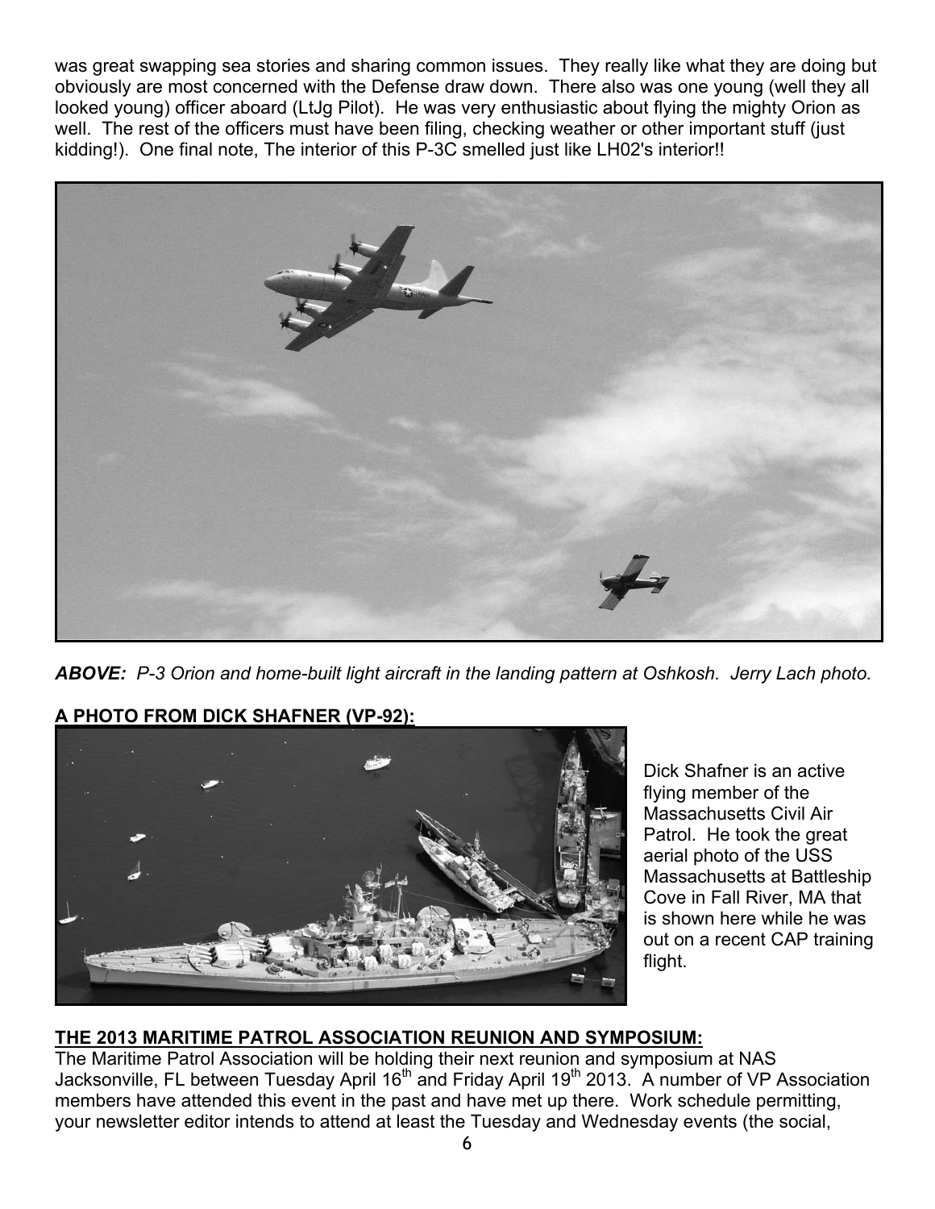was great swapping sea stories and sharing common issues. They really like what they are doing but obviously are most concerned with the Defense draw down. There also was one young (well they all looked young) officer aboard (LtJg Pilot). He was very enthusiastic about flying the mighty Orion as well. The rest of the officers must have been filing, checking weather or other important stuff (just kidding!). One final note, The interior of this P-3C smelled just like LH02's interior!!

***ABOVE:** P-3 Orion and home-built light aircraft in the landing pattern at Oshkosh. Jerry Lach photo.*

**A PHOTO FROM DICK SHAFNER (VP-92):**

Dick Shafner is an active flying member of the Massachusetts Civil Air Patrol. He took the great aerial photo of the USS Massachusetts at Battleship Cove in Fall River, MA that is shown here while he was out on a recent CAP training flight.

**THE 2013 MARITIME PATROL ASSOCIATION REUNION AND SYMPOSIUM:**

The Maritime Patrol Association will be holding their next reunion and symposium at NAS Jacksonville, FL between Tuesday April 16th and Friday April 19th 2013. A number of VP Association members have attended this event in the past and have met up there. Work schedule permitting, your newsletter editor intends to attend at least the Tuesday and Wednesday events (the social,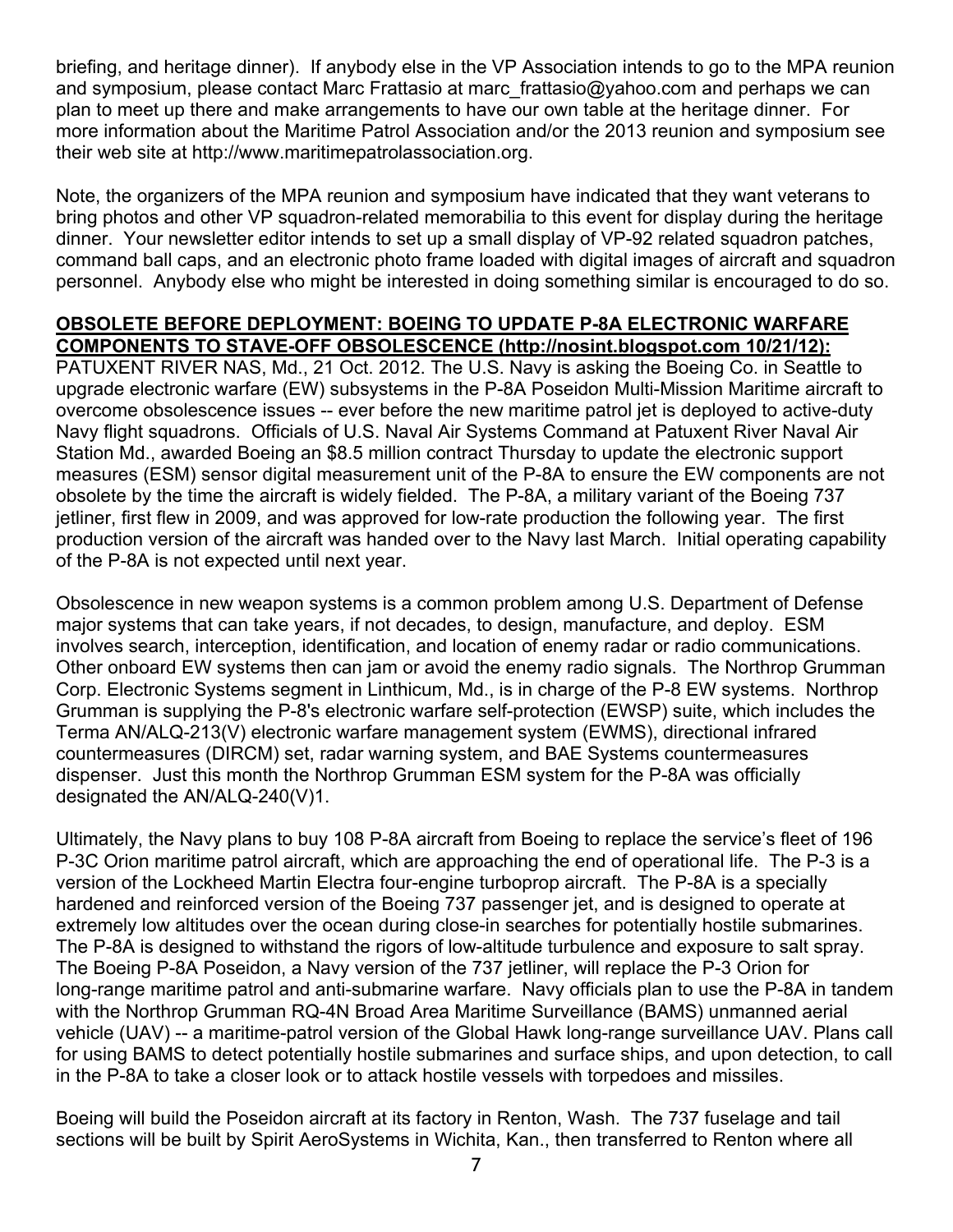briefing, and heritage dinner). If anybody else in the VP Association intends to go to the MPA reunion and symposium, please contact Marc Frattasio at marc_frattasio@yahoo.com and perhaps we can plan to meet up there and make arrangements to have our own table at the heritage dinner. For more information about the Maritime Patrol Association and/or the 2013 reunion and symposium see their web site at http://www.maritimepatrolassociation.org.

Note, the organizers of the MPA reunion and symposium have indicated that they want veterans to bring photos and other VP squadron-related memorabilia to this event for display during the heritage dinner. Your newsletter editor intends to set up a small display of VP-92 related squadron patches, command ball caps, and an electronic photo frame loaded with digital images of aircraft and squadron personnel. Anybody else who might be interested in doing something similar is encouraged to do so.

**OBSOLETE BEFORE DEPLOYMENT: BOEING TO UPDATE P-8A ELECTRONIC WARFARE COMPONENTS TO STAVE-OFF OBSOLESCENCE (http://nosint.blogspot.com 10/21/12):**
PATUXENT RIVER NAS, Md., 21 Oct. 2012. The U.S. Navy is asking the Boeing Co. in Seattle to upgrade electronic warfare (EW) subsystems in the P-8A Poseidon Multi-Mission Maritime aircraft to overcome obsolescence issues -- ever before the new maritime patrol jet is deployed to active-duty Navy flight squadrons. Officials of U.S. Naval Air Systems Command at Patuxent River Naval Air Station Md., awarded Boeing an $8.5 million contract Thursday to update the electronic support measures (ESM) sensor digital measurement unit of the P-8A to ensure the EW components are not obsolete by the time the aircraft is widely fielded. The P-8A, a military variant of the Boeing 737 jetliner, first flew in 2009, and was approved for low-rate production the following year. The first production version of the aircraft was handed over to the Navy last March. Initial operating capability of the P-8A is not expected until next year.

Obsolescence in new weapon systems is a common problem among U.S. Department of Defense major systems that can take years, if not decades, to design, manufacture, and deploy. ESM involves search, interception, identification, and location of enemy radar or radio communications. Other onboard EW systems then can jam or avoid the enemy radio signals. The Northrop Grumman Corp. Electronic Systems segment in Linthicum, Md., is in charge of the P-8 EW systems. Northrop Grumman is supplying the P-8's electronic warfare self-protection (EWSP) suite, which includes the Terma AN/ALQ-213(V) electronic warfare management system (EWMS), directional infrared countermeasures (DIRCM) set, radar warning system, and BAE Systems countermeasures dispenser. Just this month the Northrop Grumman ESM system for the P-8A was officially designated the AN/ALQ-240(V)1.

Ultimately, the Navy plans to buy 108 P-8A aircraft from Boeing to replace the service's fleet of 196 P-3C Orion maritime patrol aircraft, which are approaching the end of operational life. The P-3 is a version of the Lockheed Martin Electra four-engine turboprop aircraft. The P-8A is a specially hardened and reinforced version of the Boeing 737 passenger jet, and is designed to operate at extremely low altitudes over the ocean during close-in searches for potentially hostile submarines. The P-8A is designed to withstand the rigors of low-altitude turbulence and exposure to salt spray. The Boeing P-8A Poseidon, a Navy version of the 737 jetliner, will replace the P-3 Orion for long-range maritime patrol and anti-submarine warfare. Navy officials plan to use the P-8A in tandem with the Northrop Grumman RQ-4N Broad Area Maritime Surveillance (BAMS) unmanned aerial vehicle (UAV) -- a maritime-patrol version of the Global Hawk long-range surveillance UAV. Plans call for using BAMS to detect potentially hostile submarines and surface ships, and upon detection, to call in the P-8A to take a closer look or to attack hostile vessels with torpedoes and missiles.

Boeing will build the Poseidon aircraft at its factory in Renton, Wash. The 737 fuselage and tail sections will be built by Spirit AeroSystems in Wichita, Kan., then transferred to Renton where all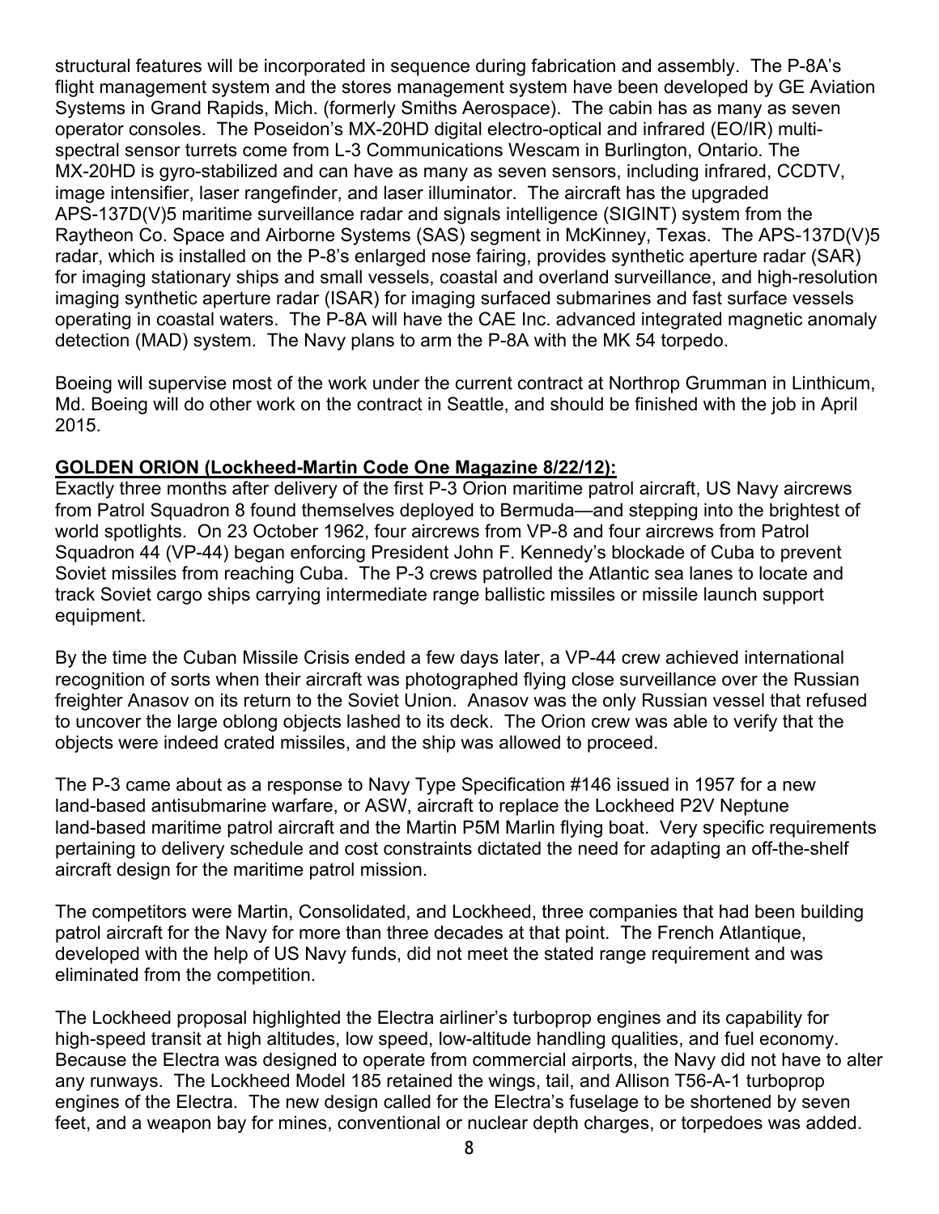structural features will be incorporated in sequence during fabrication and assembly. The P-8A's flight management system and the stores management system have been developed by GE Aviation Systems in Grand Rapids, Mich. (formerly Smiths Aerospace). The cabin has as many as seven operator consoles. The Poseidon's MX-20HD digital electro-optical and infrared (EO/IR) multi-spectral sensor turrets come from L-3 Communications Wescam in Burlington, Ontario. The MX-20HD is gyro-stabilized and can have as many as seven sensors, including infrared, CCDTV, image intensifier, laser rangefinder, and laser illuminator. The aircraft has the upgraded APS-137D(V)5 maritime surveillance radar and signals intelligence (SIGINT) system from the Raytheon Co. Space and Airborne Systems (SAS) segment in McKinney, Texas. The APS-137D(V)5 radar, which is installed on the P-8's enlarged nose fairing, provides synthetic aperture radar (SAR) for imaging stationary ships and small vessels, coastal and overland surveillance, and high-resolution imaging synthetic aperture radar (ISAR) for imaging surfaced submarines and fast surface vessels operating in coastal waters. The P-8A will have the CAE Inc. advanced integrated magnetic anomaly detection (MAD) system. The Navy plans to arm the P-8A with the MK 54 torpedo.

Boeing will supervise most of the work under the current contract at Northrop Grumman in Linthicum, Md. Boeing will do other work on the contract in Seattle, and should be finished with the job in April 2015.

**GOLDEN ORION (Lockheed-Martin Code One Magazine 8/22/12):**

Exactly three months after delivery of the first P-3 Orion maritime patrol aircraft, US Navy aircrews from Patrol Squadron 8 found themselves deployed to Bermuda—and stepping into the brightest of world spotlights. On 23 October 1962, four aircrews from VP-8 and four aircrews from Patrol Squadron 44 (VP-44) began enforcing President John F. Kennedy's blockade of Cuba to prevent Soviet missiles from reaching Cuba. The P-3 crews patrolled the Atlantic sea lanes to locate and track Soviet cargo ships carrying intermediate range ballistic missiles or missile launch support equipment.

By the time the Cuban Missile Crisis ended a few days later, a VP-44 crew achieved international recognition of sorts when their aircraft was photographed flying close surveillance over the Russian freighter Anasov on its return to the Soviet Union. Anasov was the only Russian vessel that refused to uncover the large oblong objects lashed to its deck. The Orion crew was able to verify that the objects were indeed crated missiles, and the ship was allowed to proceed.

The P-3 came about as a response to Navy Type Specification #146 issued in 1957 for a new land-based antisubmarine warfare, or ASW, aircraft to replace the Lockheed P2V Neptune land-based maritime patrol aircraft and the Martin P5M Marlin flying boat. Very specific requirements pertaining to delivery schedule and cost constraints dictated the need for adapting an off-the-shelf aircraft design for the maritime patrol mission.

The competitors were Martin, Consolidated, and Lockheed, three companies that had been building patrol aircraft for the Navy for more than three decades at that point. The French Atlantique, developed with the help of US Navy funds, did not meet the stated range requirement and was eliminated from the competition.

The Lockheed proposal highlighted the Electra airliner's turboprop engines and its capability for high-speed transit at high altitudes, low speed, low-altitude handling qualities, and fuel economy. Because the Electra was designed to operate from commercial airports, the Navy did not have to alter any runways. The Lockheed Model 185 retained the wings, tail, and Allison T56-A-1 turboprop engines of the Electra. The new design called for the Electra's fuselage to be shortened by seven feet, and a weapon bay for mines, conventional or nuclear depth charges, or torpedoes was added.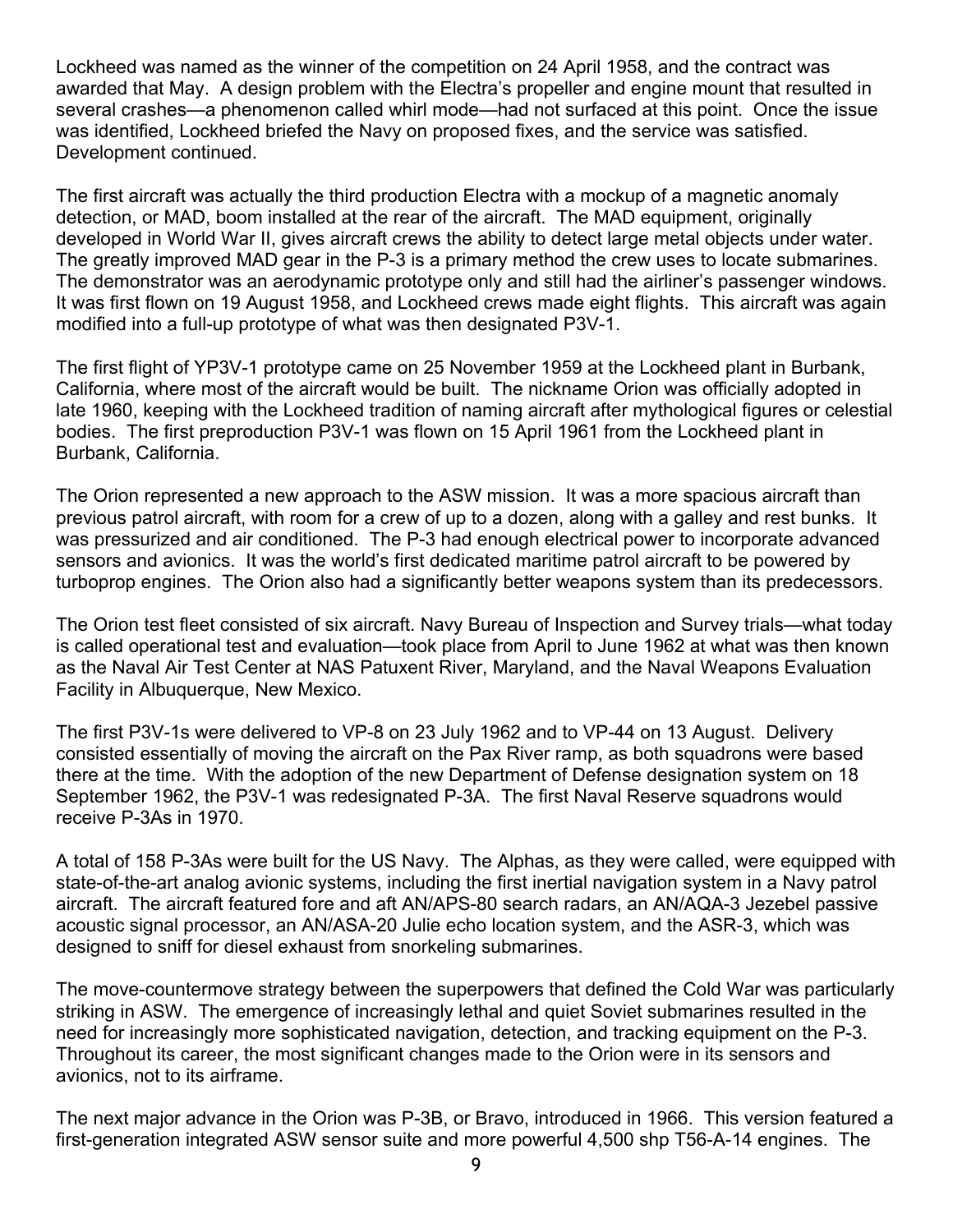Lockheed was named as the winner of the competition on 24 April 1958, and the contract was awarded that May. A design problem with the Electra's propeller and engine mount that resulted in several crashes—a phenomenon called whirl mode—had not surfaced at this point. Once the issue was identified, Lockheed briefed the Navy on proposed fixes, and the service was satisfied. Development continued.

The first aircraft was actually the third production Electra with a mockup of a magnetic anomaly detection, or MAD, boom installed at the rear of the aircraft. The MAD equipment, originally developed in World War II, gives aircraft crews the ability to detect large metal objects under water. The greatly improved MAD gear in the P-3 is a primary method the crew uses to locate submarines. The demonstrator was an aerodynamic prototype only and still had the airliner's passenger windows. It was first flown on 19 August 1958, and Lockheed crews made eight flights. This aircraft was again modified into a full-up prototype of what was then designated P3V-1.

The first flight of YP3V-1 prototype came on 25 November 1959 at the Lockheed plant in Burbank, California, where most of the aircraft would be built. The nickname Orion was officially adopted in late 1960, keeping with the Lockheed tradition of naming aircraft after mythological figures or celestial bodies. The first preproduction P3V-1 was flown on 15 April 1961 from the Lockheed plant in Burbank, California.

The Orion represented a new approach to the ASW mission. It was a more spacious aircraft than previous patrol aircraft, with room for a crew of up to a dozen, along with a galley and rest bunks. It was pressurized and air conditioned. The P-3 had enough electrical power to incorporate advanced sensors and avionics. It was the world's first dedicated maritime patrol aircraft to be powered by turboprop engines. The Orion also had a significantly better weapons system than its predecessors.

The Orion test fleet consisted of six aircraft. Navy Bureau of Inspection and Survey trials—what today is called operational test and evaluation—took place from April to June 1962 at what was then known as the Naval Air Test Center at NAS Patuxent River, Maryland, and the Naval Weapons Evaluation Facility in Albuquerque, New Mexico.

The first P3V-1s were delivered to VP-8 on 23 July 1962 and to VP-44 on 13 August. Delivery consisted essentially of moving the aircraft on the Pax River ramp, as both squadrons were based there at the time. With the adoption of the new Department of Defense designation system on 18 September 1962, the P3V-1 was redesignated P-3A. The first Naval Reserve squadrons would receive P-3As in 1970.

A total of 158 P-3As were built for the US Navy. The Alphas, as they were called, were equipped with state-of-the-art analog avionic systems, including the first inertial navigation system in a Navy patrol aircraft. The aircraft featured fore and aft AN/APS-80 search radars, an AN/AQA-3 Jezebel passive acoustic signal processor, an AN/ASA-20 Julie echo location system, and the ASR-3, which was designed to sniff for diesel exhaust from snorkeling submarines.

The move-countermove strategy between the superpowers that defined the Cold War was particularly striking in ASW. The emergence of increasingly lethal and quiet Soviet submarines resulted in the need for increasingly more sophisticated navigation, detection, and tracking equipment on the P-3. Throughout its career, the most significant changes made to the Orion were in its sensors and avionics, not to its airframe.

The next major advance in the Orion was P-3B, or Bravo, introduced in 1966. This version featured a first-generation integrated ASW sensor suite and more powerful 4,500 shp T56-A-14 engines. The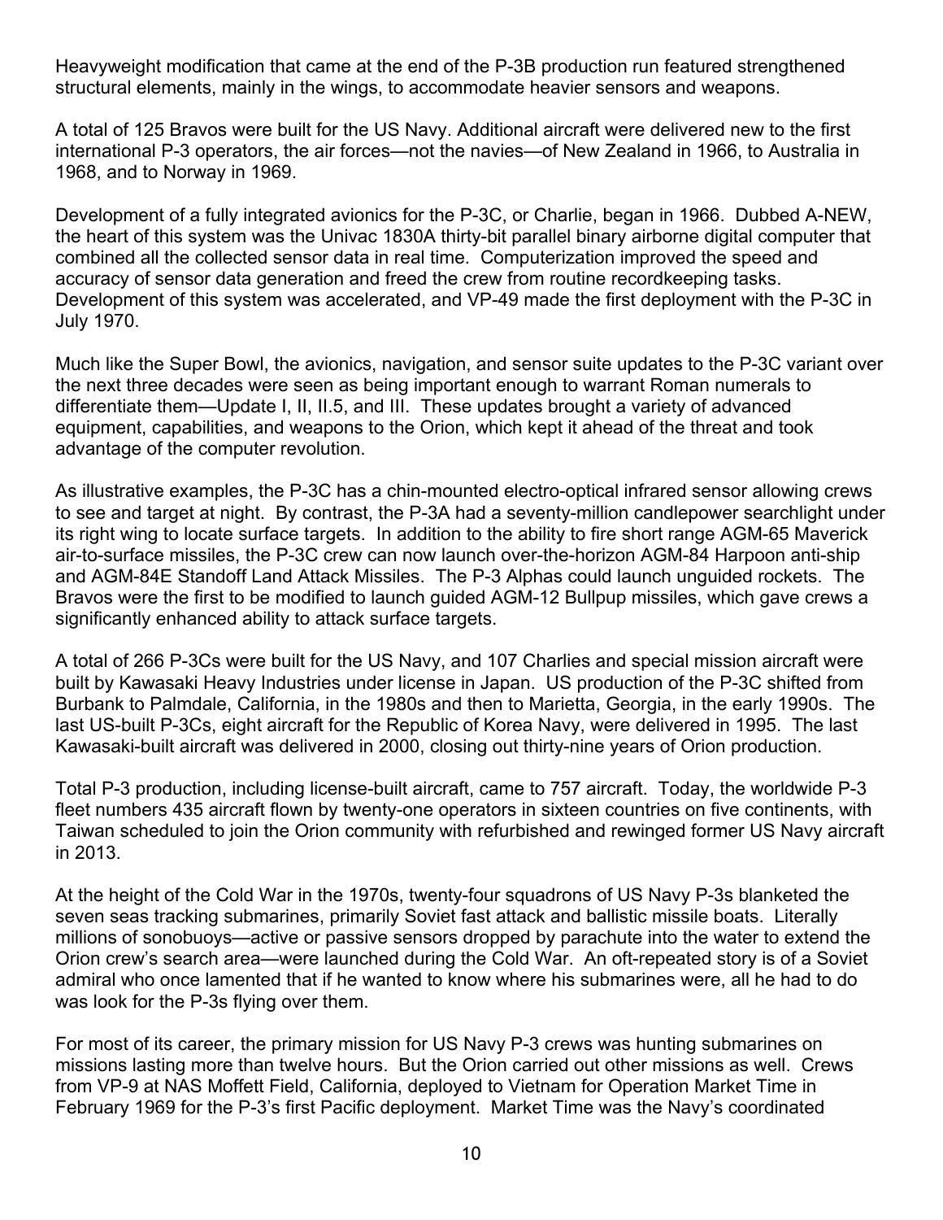Heavyweight modification that came at the end of the P-3B production run featured strengthened structural elements, mainly in the wings, to accommodate heavier sensors and weapons.

A total of 125 Bravos were built for the US Navy. Additional aircraft were delivered new to the first international P-3 operators, the air forces—not the navies—of New Zealand in 1966, to Australia in 1968, and to Norway in 1969.

Development of a fully integrated avionics for the P-3C, or Charlie, began in 1966. Dubbed A-NEW, the heart of this system was the Univac 1830A thirty-bit parallel binary airborne digital computer that combined all the collected sensor data in real time. Computerization improved the speed and accuracy of sensor data generation and freed the crew from routine recordkeeping tasks. Development of this system was accelerated, and VP-49 made the first deployment with the P-3C in July 1970.

Much like the Super Bowl, the avionics, navigation, and sensor suite updates to the P-3C variant over the next three decades were seen as being important enough to warrant Roman numerals to differentiate them—Update I, II, II.5, and III. These updates brought a variety of advanced equipment, capabilities, and weapons to the Orion, which kept it ahead of the threat and took advantage of the computer revolution.

As illustrative examples, the P-3C has a chin-mounted electro-optical infrared sensor allowing crews to see and target at night. By contrast, the P-3A had a seventy-million candlepower searchlight under its right wing to locate surface targets. In addition to the ability to fire short range AGM-65 Maverick air-to-surface missiles, the P-3C crew can now launch over-the-horizon AGM-84 Harpoon anti-ship and AGM-84E Standoff Land Attack Missiles. The P-3 Alphas could launch unguided rockets. The Bravos were the first to be modified to launch guided AGM-12 Bullpup missiles, which gave crews a significantly enhanced ability to attack surface targets.

A total of 266 P-3Cs were built for the US Navy, and 107 Charlies and special mission aircraft were built by Kawasaki Heavy Industries under license in Japan. US production of the P-3C shifted from Burbank to Palmdale, California, in the 1980s and then to Marietta, Georgia, in the early 1990s. The last US-built P-3Cs, eight aircraft for the Republic of Korea Navy, were delivered in 1995. The last Kawasaki-built aircraft was delivered in 2000, closing out thirty-nine years of Orion production.

Total P-3 production, including license-built aircraft, came to 757 aircraft. Today, the worldwide P-3 fleet numbers 435 aircraft flown by twenty-one operators in sixteen countries on five continents, with Taiwan scheduled to join the Orion community with refurbished and rewinged former US Navy aircraft in 2013.

At the height of the Cold War in the 1970s, twenty-four squadrons of US Navy P-3s blanketed the seven seas tracking submarines, primarily Soviet fast attack and ballistic missile boats. Literally millions of sonobuoys—active or passive sensors dropped by parachute into the water to extend the Orion crew's search area—were launched during the Cold War. An oft-repeated story is of a Soviet admiral who once lamented that if he wanted to know where his submarines were, all he had to do was look for the P-3s flying over them.

For most of its career, the primary mission for US Navy P-3 crews was hunting submarines on missions lasting more than twelve hours. But the Orion carried out other missions as well. Crews from VP-9 at NAS Moffett Field, California, deployed to Vietnam for Operation Market Time in February 1969 for the P-3's first Pacific deployment. Market Time was the Navy's coordinated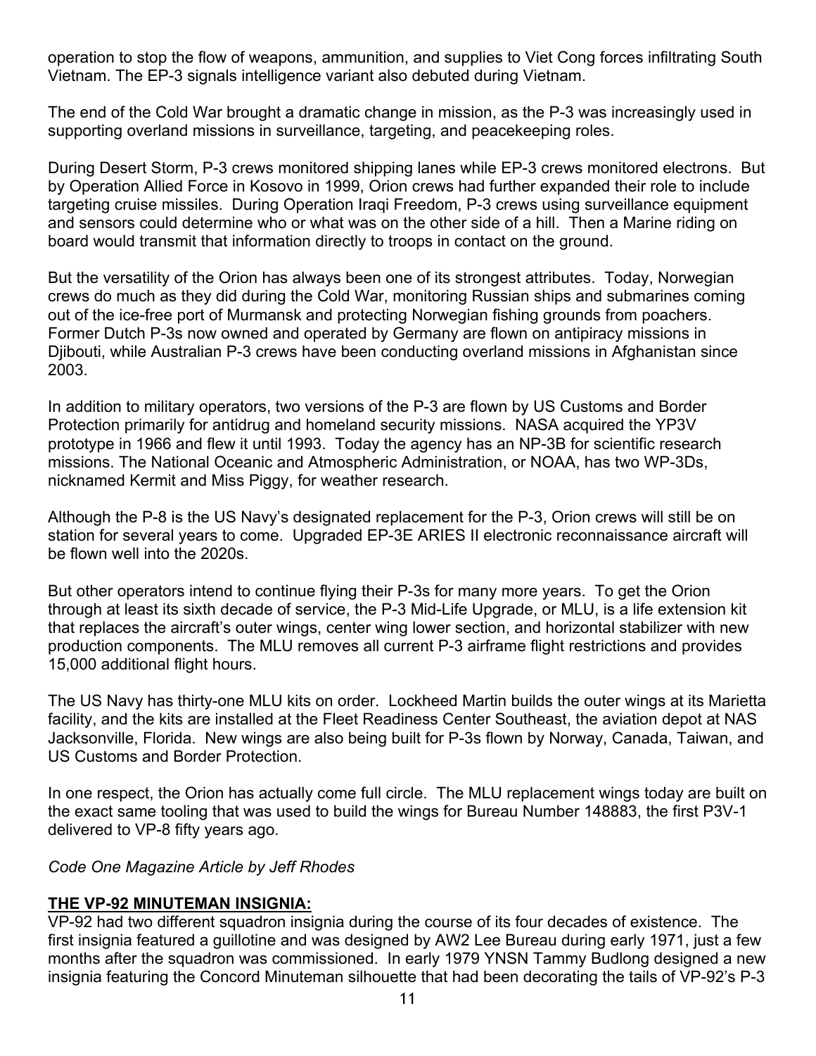operation to stop the flow of weapons, ammunition, and supplies to Viet Cong forces infiltrating South Vietnam. The EP-3 signals intelligence variant also debuted during Vietnam.

The end of the Cold War brought a dramatic change in mission, as the P-3 was increasingly used in supporting overland missions in surveillance, targeting, and peacekeeping roles.

During Desert Storm, P-3 crews monitored shipping lanes while EP-3 crews monitored electrons. But by Operation Allied Force in Kosovo in 1999, Orion crews had further expanded their role to include targeting cruise missiles. During Operation Iraqi Freedom, P-3 crews using surveillance equipment and sensors could determine who or what was on the other side of a hill. Then a Marine riding on board would transmit that information directly to troops in contact on the ground.

But the versatility of the Orion has always been one of its strongest attributes. Today, Norwegian crews do much as they did during the Cold War, monitoring Russian ships and submarines coming out of the ice-free port of Murmansk and protecting Norwegian fishing grounds from poachers. Former Dutch P-3s now owned and operated by Germany are flown on antipiracy missions in Djibouti, while Australian P-3 crews have been conducting overland missions in Afghanistan since 2003.

In addition to military operators, two versions of the P-3 are flown by US Customs and Border Protection primarily for antidrug and homeland security missions. NASA acquired the YP3V prototype in 1966 and flew it until 1993. Today the agency has an NP-3B for scientific research missions. The National Oceanic and Atmospheric Administration, or NOAA, has two WP-3Ds, nicknamed Kermit and Miss Piggy, for weather research.

Although the P-8 is the US Navy's designated replacement for the P-3, Orion crews will still be on station for several years to come. Upgraded EP-3E ARIES II electronic reconnaissance aircraft will be flown well into the 2020s.

But other operators intend to continue flying their P-3s for many more years. To get the Orion through at least its sixth decade of service, the P-3 Mid-Life Upgrade, or MLU, is a life extension kit that replaces the aircraft's outer wings, center wing lower section, and horizontal stabilizer with new production components. The MLU removes all current P-3 airframe flight restrictions and provides 15,000 additional flight hours.

The US Navy has thirty-one MLU kits on order. Lockheed Martin builds the outer wings at its Marietta facility, and the kits are installed at the Fleet Readiness Center Southeast, the aviation depot at NAS Jacksonville, Florida. New wings are also being built for P-3s flown by Norway, Canada, Taiwan, and US Customs and Border Protection.

In one respect, the Orion has actually come full circle. The MLU replacement wings today are built on the exact same tooling that was used to build the wings for Bureau Number 148883, the first P3V-1 delivered to VP-8 fifty years ago.

*Code One Magazine Article by Jeff Rhodes*

## THE VP-92 MINUTEMAN INSIGNIA:

VP-92 had two different squadron insignia during the course of its four decades of existence. The first insignia featured a guillotine and was designed by AW2 Lee Bureau during early 1971, just a few months after the squadron was commissioned. In early 1979 YNSN Tammy Budlong designed a new insignia featuring the Concord Minuteman silhouette that had been decorating the tails of VP-92's P-3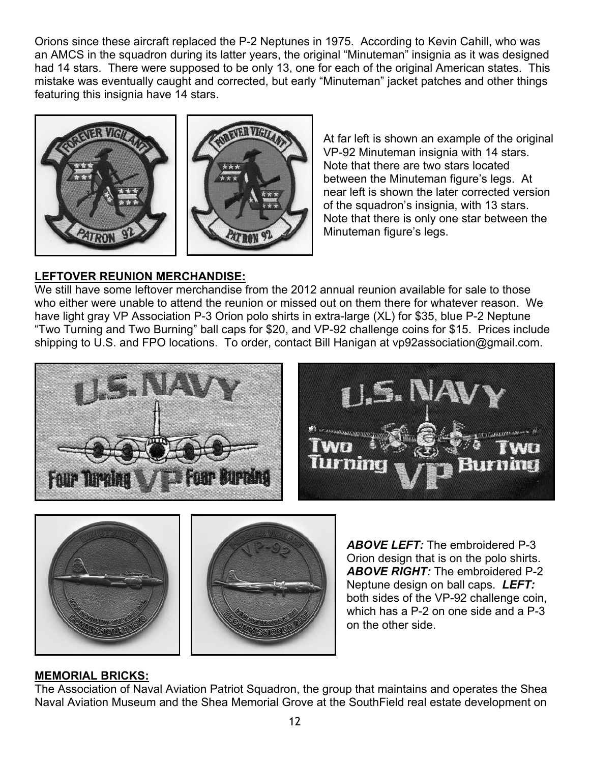Orions since these aircraft replaced the P-2 Neptunes in 1975. According to Kevin Cahill, who was an AMCS in the squadron during its latter years, the original "Minuteman" insignia as it was designed had 14 stars. There were supposed to be only 13, one for each of the original American states. This mistake was eventually caught and corrected, but early "Minuteman" jacket patches and other things featuring this insignia have 14 stars.

At far left is shown an example of the original VP-92 Minuteman insignia with 14 stars. Note that there are two stars located between the Minuteman figure's legs. At near left is shown the later corrected version of the squadron's insignia, with 13 stars. Note that there is only one star between the Minuteman figure's legs.

## LEFTOVER REUNION MERCHANDISE:

We still have some leftover merchandise from the 2012 annual reunion available for sale to those who either were unable to attend the reunion or missed out on them there for whatever reason. We have light gray VP Association P-3 Orion polo shirts in extra-large (XL) for $35, blue P-2 Neptune "Two Turning and Two Burning" ball caps for $20, and VP-92 challenge coins for $15. Prices include shipping to U.S. and FPO locations. To order, contact Bill Hanigan at vp92association@gmail.com.

***ABOVE LEFT:*** The embroidered P-3 Orion design that is on the polo shirts. ***ABOVE RIGHT:*** The embroidered P-2 Neptune design on ball caps. ***LEFT:*** both sides of the VP-92 challenge coin, which has a P-2 on one side and a P-3 on the other side.

## MEMORIAL BRICKS:

The Association of Naval Aviation Patriot Squadron, the group that maintains and operates the Shea Naval Aviation Museum and the Shea Memorial Grove at the SouthField real estate development on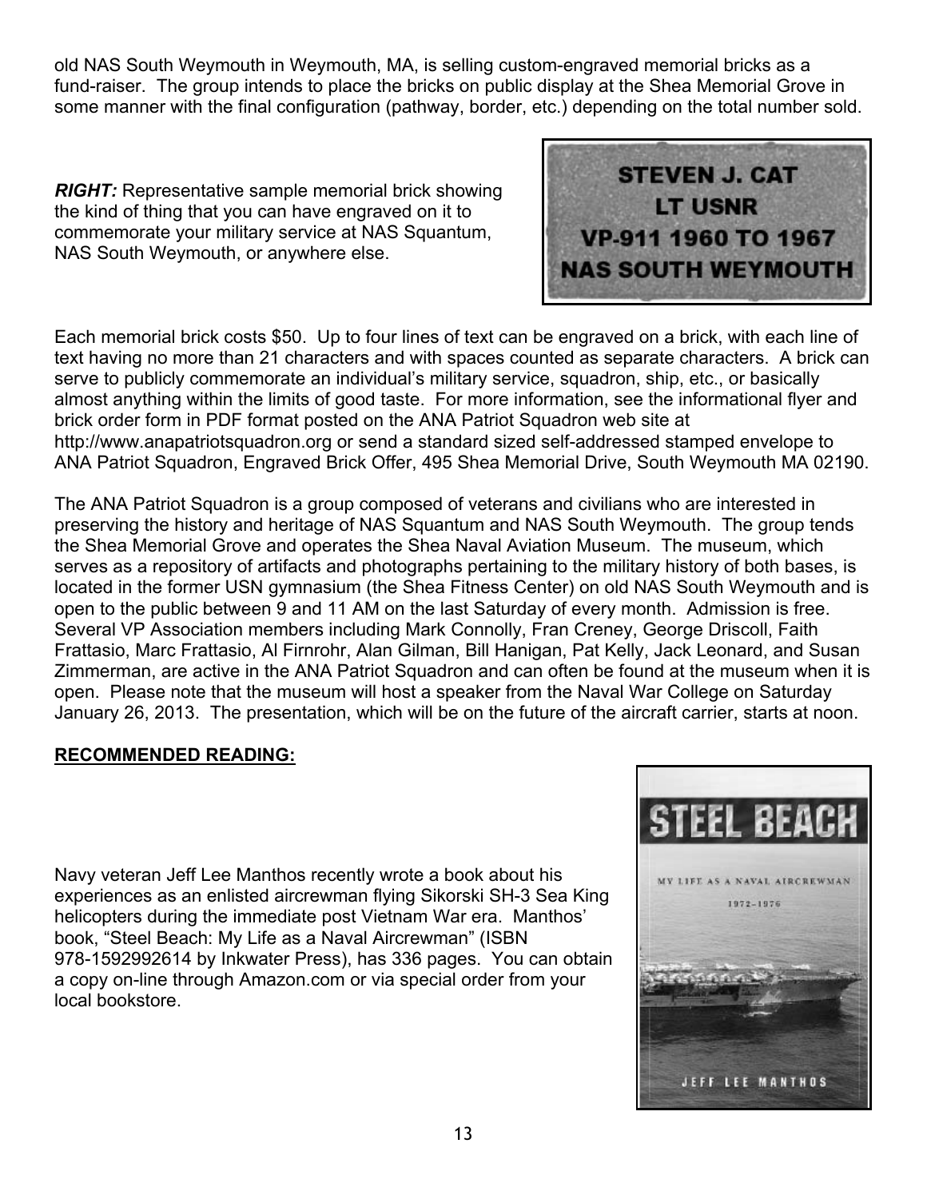old NAS South Weymouth in Weymouth, MA, is selling custom-engraved memorial bricks as a fund-raiser. The group intends to place the bricks on public display at the Shea Memorial Grove in some manner with the final configuration (pathway, border, etc.) depending on the total number sold.

***RIGHT:*** Representative sample memorial brick showing the kind of thing that you can have engraved on it to commemorate your military service at NAS Squantum, NAS South Weymouth, or anywhere else.

STEVEN J. CAT
LT USNR
VP-911 1960 TO 1967
NAS SOUTH WEYMOUTH

Each memorial brick costs $50. Up to four lines of text can be engraved on a brick, with each line of text having no more than 21 characters and with spaces counted as separate characters. A brick can serve to publicly commemorate an individual's military service, squadron, ship, etc., or basically almost anything within the limits of good taste. For more information, see the informational flyer and brick order form in PDF format posted on the ANA Patriot Squadron web site at http://www.anapatriotsquadron.org or send a standard sized self-addressed stamped envelope to ANA Patriot Squadron, Engraved Brick Offer, 495 Shea Memorial Drive, South Weymouth MA 02190.

The ANA Patriot Squadron is a group composed of veterans and civilians who are interested in preserving the history and heritage of NAS Squantum and NAS South Weymouth. The group tends the Shea Memorial Grove and operates the Shea Naval Aviation Museum. The museum, which serves as a repository of artifacts and photographs pertaining to the military history of both bases, is located in the former USN gymnasium (the Shea Fitness Center) on old NAS South Weymouth and is open to the public between 9 and 11 AM on the last Saturday of every month. Admission is free. Several VP Association members including Mark Connolly, Fran Creney, George Driscoll, Faith Frattasio, Marc Frattasio, Al Firnrohr, Alan Gilman, Bill Hanigan, Pat Kelly, Jack Leonard, and Susan Zimmerman, are active in the ANA Patriot Squadron and can often be found at the museum when it is open. Please note that the museum will host a speaker from the Naval War College on Saturday January 26, 2013. The presentation, which will be on the future of the aircraft carrier, starts at noon.

**<u>RECOMMENDED READING:</u>**

Navy veteran Jeff Lee Manthos recently wrote a book about his experiences as an enlisted aircrewman flying Sikorski SH-3 Sea King helicopters during the immediate post Vietnam War era. Manthos' book, "Steel Beach: My Life as a Naval Aircrewman" (ISBN 978-1592992614 by Inkwater Press), has 336 pages. You can obtain a copy on-line through Amazon.com or via special order from your local bookstore.

STEEL BEACH
MY LIFE AS A NAVAL AIRCREWMAN
1972–1976
JEFF LEE MANTHOS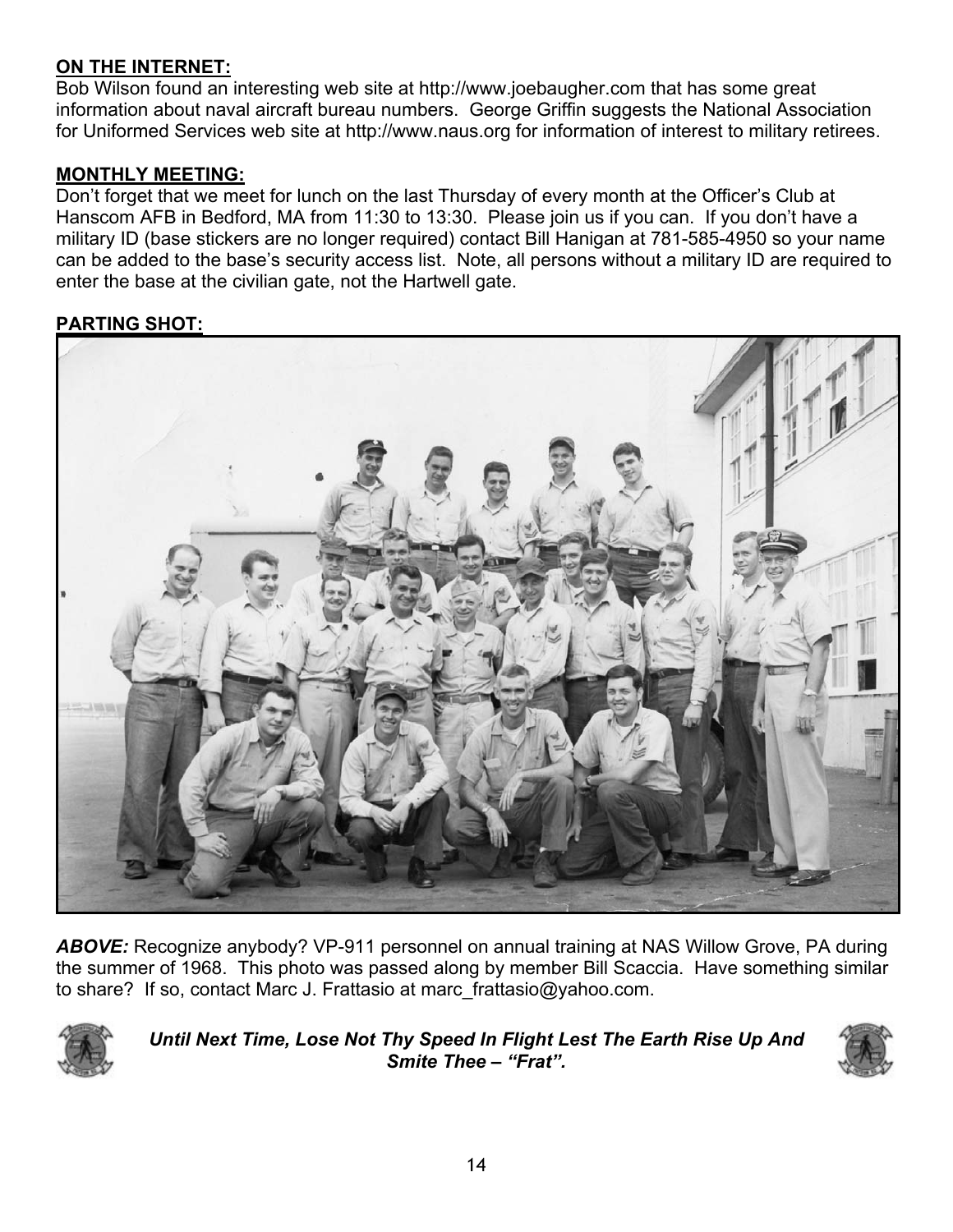## ON THE INTERNET:

Bob Wilson found an interesting web site at http://www.joebaugher.com that has some great information about naval aircraft bureau numbers. George Griffin suggests the National Association for Uniformed Services web site at http://www.naus.org for information of interest to military retirees.

## MONTHLY MEETING:

Don't forget that we meet for lunch on the last Thursday of every month at the Officer's Club at Hanscom AFB in Bedford, MA from 11:30 to 13:30. Please join us if you can. If you don't have a military ID (base stickers are no longer required) contact Bill Hanigan at 781-585-4950 so your name can be added to the base's security access list. Note, all persons without a military ID are required to enter the base at the civilian gate, not the Hartwell gate.

## PARTING SHOT:

***ABOVE:*** Recognize anybody? VP-911 personnel on annual training at NAS Willow Grove, PA during the summer of 1968. This photo was passed along by member Bill Scaccia. Have something similar to share? If so, contact Marc J. Frattasio at marc_frattasio@yahoo.com.

***Until Next Time, Lose Not Thy Speed In Flight Lest The Earth Rise Up And Smite Thee – "Frat".***